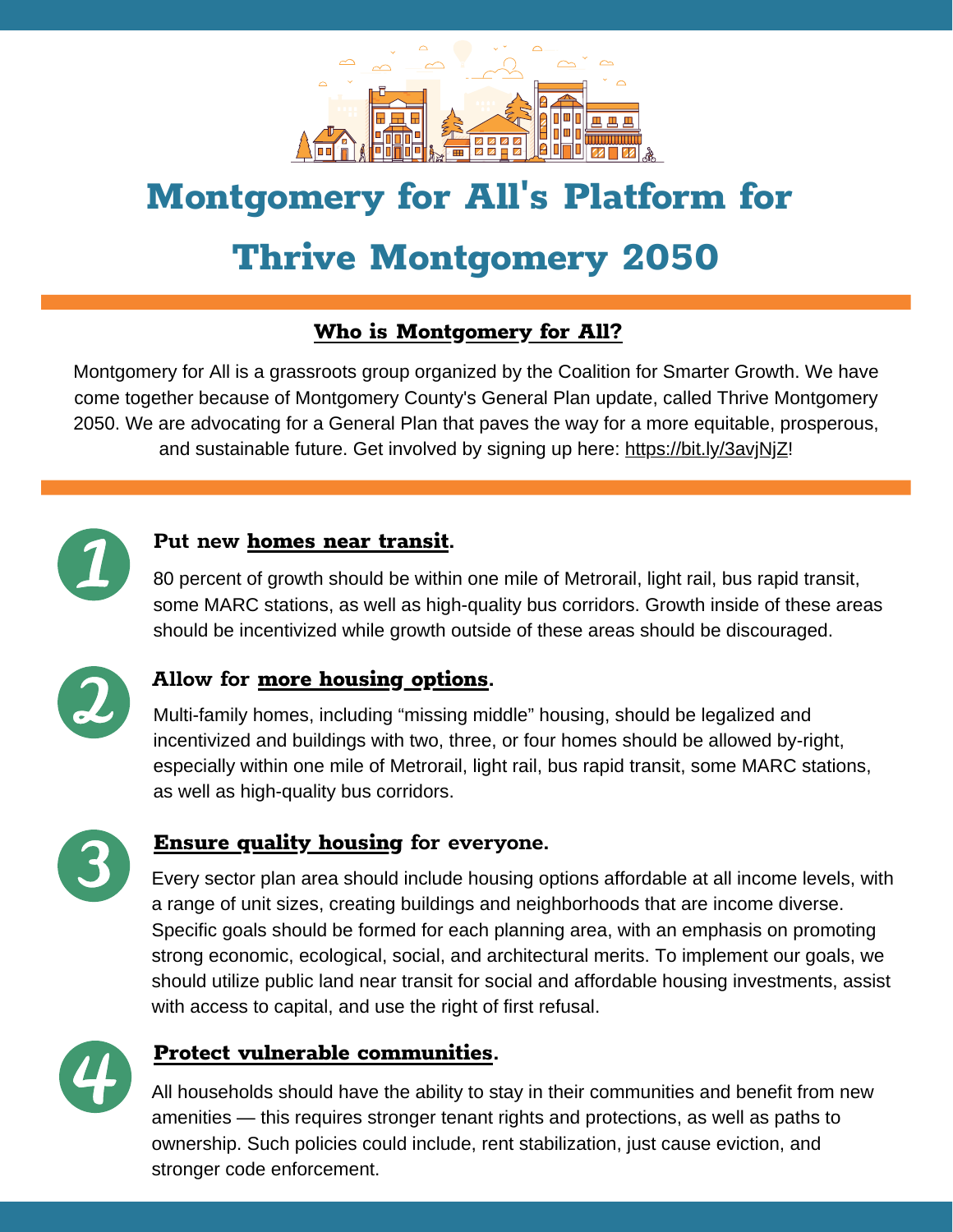# Montgomery for All's Platform for Thrive Montgomery 2050

## Who is Montgomery for All?

Montgomery for All is a grassroots group organized by the Coalition for Smarter Growth. We have come together because of Montgomery County's General Plan update, called Thrive Montgomery 2050. We are advocating for a General Plan that paves the way for a more equitable, prosperous, and sustainable future. Get involved by signing up here: https://bit.ly/3avjNjZ!

### 1. Put new homes near transit.

80 percent of growth should be within one mile of Metrorail, light rail, bus rapid transit, some MARC stations, as well as high-quality bus corridors. Growth inside of these areas should be incentivized while growth outside of these areas should be discouraged.

### 2. Allow for more housing options.

Multi-family homes, including “missing middle” housing, should be legalized and incentivized and buildings with two, three, or four homes should be allowed by-right, especially within one mile of Metrorail, light rail, bus rapid transit, some MARC stations, as well as high-quality bus corridors.

### 3. Ensure quality housing for everyone.

Every sector plan area should include housing options affordable at all income levels, with a range of unit sizes, creating buildings and neighborhoods that are income diverse. Specific goals should be formed for each planning area, with an emphasis on promoting strong economic, ecological, social, and architectural merits. To implement our goals, we should utilize public land near transit for social and affordable housing investments, assist with access to capital, and use the right of first refusal.

### 4. Protect vulnerable communities.

All households should have the ability to stay in their communities and benefit from new amenities — this requires stronger tenant rights and protections, as well as paths to ownership. Such policies could include, rent stabilization, just cause eviction, and stronger code enforcement.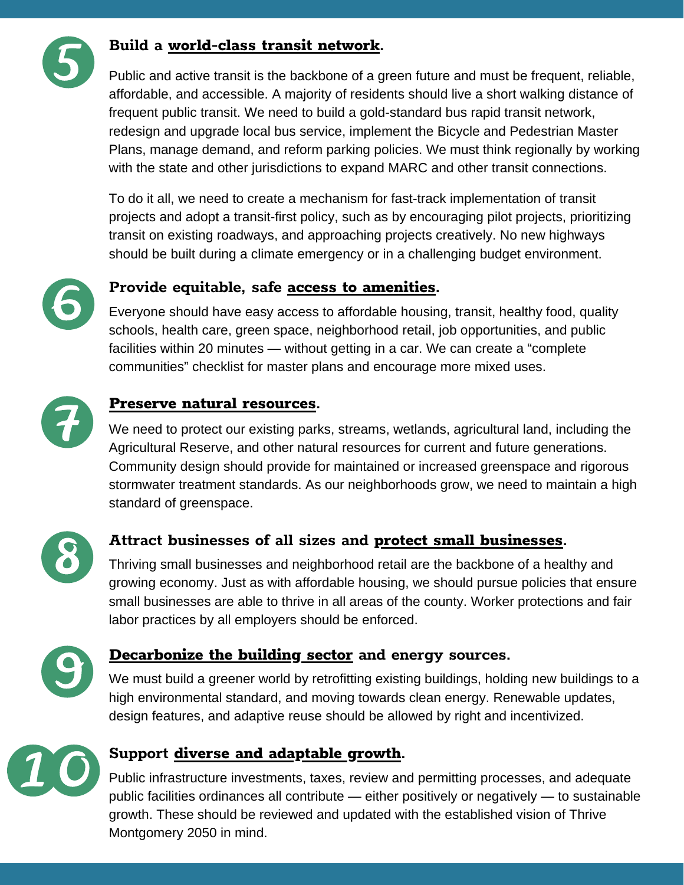## 5. Build a world-class transit network.

Public and active transit is the backbone of a green future and must be frequent, reliable, affordable, and accessible. A majority of residents should live a short walking distance of frequent public transit. We need to build a gold-standard bus rapid transit network, redesign and upgrade local bus service, implement the Bicycle and Pedestrian Master Plans, manage demand, and reform parking policies. We must think regionally by working with the state and other jurisdictions to expand MARC and other transit connections.

To do it all, we need to create a mechanism for fast-track implementation of transit projects and adopt a transit-first policy, such as by encouraging pilot projects, prioritizing transit on existing roadways, and approaching projects creatively. No new highways should be built during a climate emergency or in a challenging budget environment.

## 6. Provide equitable, safe access to amenities.

Everyone should have easy access to affordable housing, transit, healthy food, quality schools, health care, green space, neighborhood retail, job opportunities, and public facilities within 20 minutes — without getting in a car. We can create a "complete communities" checklist for master plans and encourage more mixed uses.

## 7. Preserve natural resources.

We need to protect our existing parks, streams, wetlands, agricultural land, including the Agricultural Reserve, and other natural resources for current and future generations. Community design should provide for maintained or increased greenspace and rigorous stormwater treatment standards. As our neighborhoods grow, we need to maintain a high standard of greenspace.

## 8. Attract businesses of all sizes and protect small businesses.

Thriving small businesses and neighborhood retail are the backbone of a healthy and growing economy. Just as with affordable housing, we should pursue policies that ensure small businesses are able to thrive in all areas of the county. Worker protections and fair labor practices by all employers should be enforced.

## 9. Decarbonize the building sector and energy sources.

We must build a greener world by retrofitting existing buildings, holding new buildings to a high environmental standard, and moving towards clean energy. Renewable updates, design features, and adaptive reuse should be allowed by right and incentivized.

## 10. Support diverse and adaptable growth.

Public infrastructure investments, taxes, review and permitting processes, and adequate public facilities ordinances all contribute — either positively or negatively — to sustainable growth. These should be reviewed and updated with the established vision of Thrive Montgomery 2050 in mind.